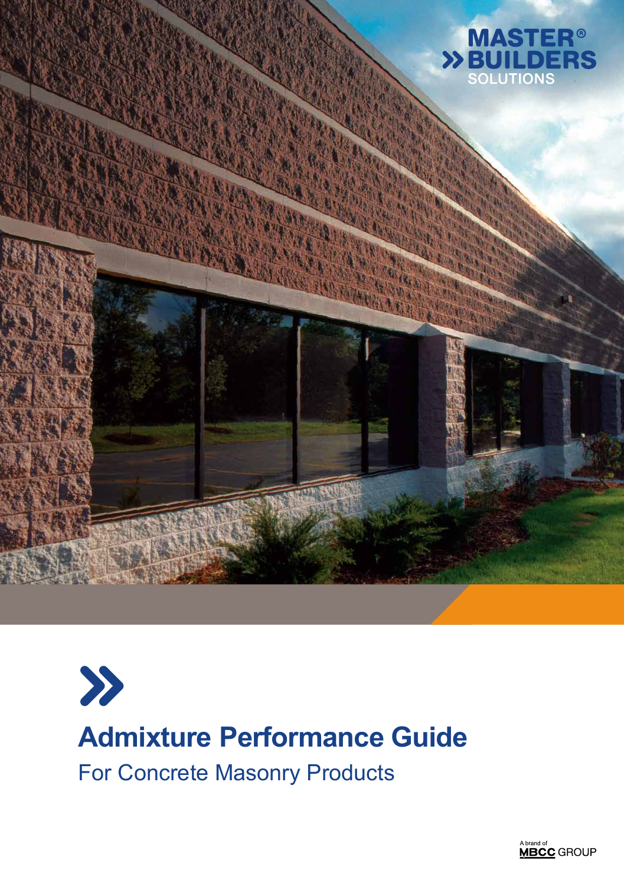MASTER® BUILDERS SOLUTIONS

# Admixture Performance Guide

## For Concrete Masonry Products

A brand of MBCC GROUP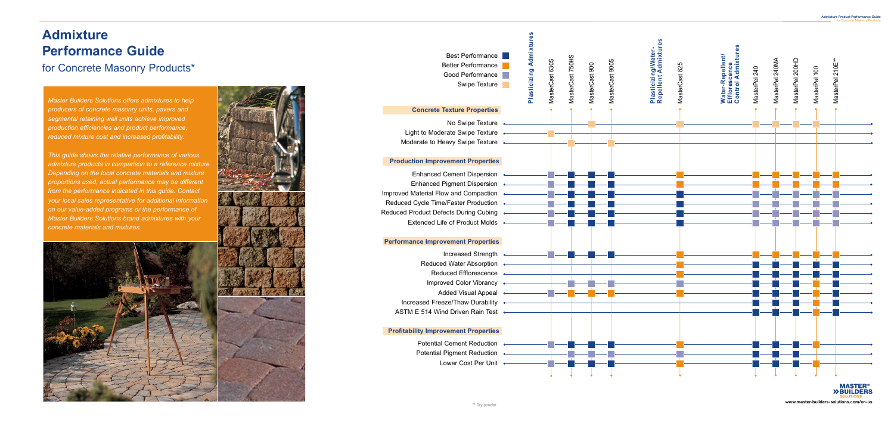# Admixture Performance Guide

## for Concrete Masonry Products*

*Master Builders Solutions offers admixtures to help producers of concrete masonry units, pavers and segmental retaining wall units achieve improved production efficiencies and product performance, reduced mixture cost and increased profitability.*

*This guide shows the relative performance of various admixture products in comparison to a reference mixture. Depending on the local concrete materials and mixture proportions used, actual performance may be different from the performance indicated in this guide. Contact your local sales representative for additional information on our value-added programs or the performance of Master Builders Solutions brand admixtures with your concrete materials and mixtures.*

| | Plasticizing Admixtures | | | | Plasticizing/Water-Repellent Admixtures | Water-Repellent/Efflorescence Control Admixtures | | | | |
|---|---|---|---|---|---|---|---|---|---|---|
| | MasterCast 630S | MasterCast 750HS | MasterCast 900 | MasterCast 900S | MasterCast 825 | MasterPel 240 | MasterPel 240MA | MasterPel 200HD | MasterPel 100 | MasterPel 210E** |
| **Concrete Texture Properties** | | | | | | | | | | |
| No Swipe Texture | | | Swipe Texture | | Swipe Texture | Swipe Texture | Swipe Texture | | Swipe Texture | |
| Light to Moderate Swipe Texture | Swipe Texture | | | | | | | | | |
| Moderate to Heavy Swipe Texture | | Swipe Texture | | Swipe Texture | | | | | | |
| **Production Improvement Properties** | | | | | | | | | | |
| Enhanced Cement Dispersion | Good | Best | Best | Best | Better | Better | Better | Better | Better | Better |
| Enhanced Pigment Dispersion | Good | Best | Best | Best | Better | Better | Better | Better | Better | Better |
| Improved Material Flow and Compaction | Good | Best | Best | Best | Best | Good | Good | Good | Good | Good |
| Reduced Cycle Time/Faster Production | Good | Best | Best | Best | Best | Good | Good | Good | Good | Good |
| Reduced Product Defects During Cubing | Good | Best | Best | Best | Best | Good | Good | Good | Good | Good |
| Extended Life of Product Molds | Good | Best | Best | Best | Best | Good | Good | Good | Good | Good |
| **Performance Improvement Properties** | | | | | | | | | | |
| Increased Strength | Good | Best | Best | Best | Better | | Better | Better | Better | Better |
| Reduced Water Absorption | | | | | Better | Best | Best | Best | Best | Best |
| Reduced Efflorescence | | | | | Better | Best | Best | Best | Best | Best |
| Improved Color Vibrancy | | Good | Good | Good | Good | Best | Best | Best | Best | Best |
| Added Visual Appeal | Good | Better | Better | Better | Better | Best | Best | Best | Better | Best |
| Increased Freeze/Thaw Durability | | | | | | Best | Best | Best | Better | Best |
| ASTM E 514 Wind Driven Rain Test | | | | | | Best | Best | Best | Better | Best |
| **Profitability Improvement Properties** | | | | | | | | | | |
| Potential Cement Reduction | Good | Best | Best | Best | Better | Best | Best | Best | Better | |
| Potential Pigment Reduction | Good | Good | Good | Good | Good | Best | Best | Best | | |
| Lower Cost Per Unit | Good | Best | Best | Best | Better | Best | Best | Best | Better | |

Legend: Best Performance / Better Performance / Good Performance / Swipe Texture

** Dry powder

www.master-builders-solutions.com/en-us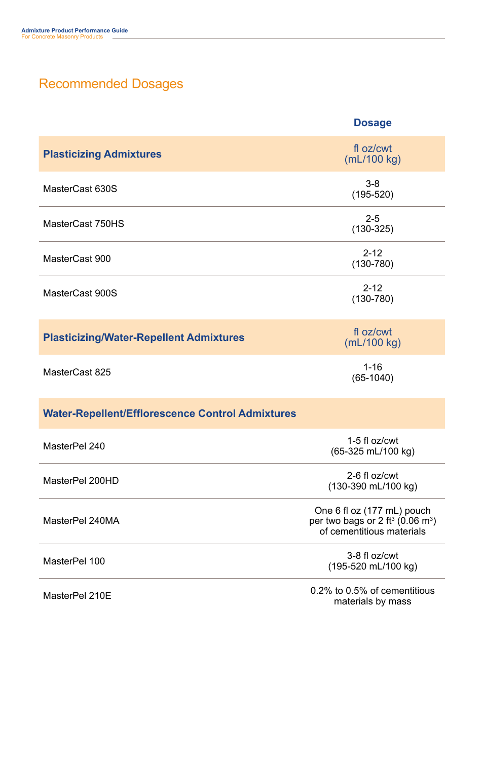## Recommended Dosages

| | Dosage |
|---|---|
| **Plasticizing Admixtures** | fl oz/cwt (mL/100 kg) |
| MasterCast 630S | 3-8 (195-520) |
| MasterCast 750HS | 2-5 (130-325) |
| MasterCast 900 | 2-12 (130-780) |
| MasterCast 900S | 2-12 (130-780) |
| **Plasticizing/Water-Repellent Admixtures** | fl oz/cwt (mL/100 kg) |
| MasterCast 825 | 1-16 (65-1040) |
| **Water-Repellent/Efflorescence Control Admixtures** | |
| MasterPel 240 | 1-5 fl oz/cwt (65-325 mL/100 kg) |
| MasterPel 200HD | 2-6 fl oz/cwt (130-390 mL/100 kg) |
| MasterPel 240MA | One 6 fl oz (177 mL) pouch per two bags or 2 $ft^3$ (0.06 $m^3$) of cementitious materials |
| MasterPel 100 | 3-8 fl oz/cwt (195-520 mL/100 kg) |
| MasterPel 210E | 0.2% to 0.5% of cementitious materials by mass |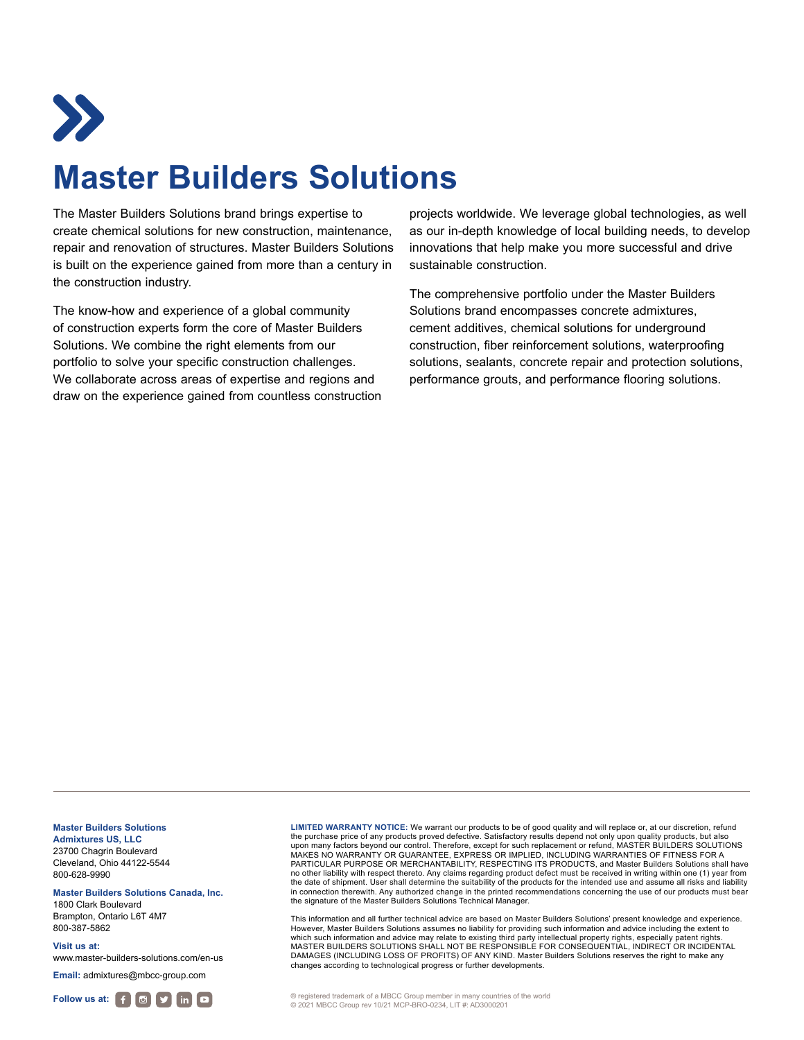# Master Builders Solutions

The Master Builders Solutions brand brings expertise to create chemical solutions for new construction, maintenance, repair and renovation of structures. Master Builders Solutions is built on the experience gained from more than a century in the construction industry.

The know-how and experience of a global community of construction experts form the core of Master Builders Solutions. We combine the right elements from our portfolio to solve your specific construction challenges. We collaborate across areas of expertise and regions and draw on the experience gained from countless construction projects worldwide. We leverage global technologies, as well as our in-depth knowledge of local building needs, to develop innovations that help make you more successful and drive sustainable construction.

The comprehensive portfolio under the Master Builders Solutions brand encompasses concrete admixtures, cement additives, chemical solutions for underground construction, fiber reinforcement solutions, waterproofing solutions, sealants, concrete repair and protection solutions, performance grouts, and performance flooring solutions.

---

**Master Builders Solutions Admixtures US, LLC**
23700 Chagrin Boulevard
Cleveland, Ohio 44122-5544
800-628-9990

**Master Builders Solutions Canada, Inc.**
1800 Clark Boulevard
Brampton, Ontario L6T 4M7
800-387-5862

**Visit us at:**
www.master-builders-solutions.com/en-us

**Email:** admixtures@mbcc-group.com

**Follow us at:**

**LIMITED WARRANTY NOTICE:** We warrant our products to be of good quality and will replace or, at our discretion, refund the purchase price of any products proved defective. Satisfactory results depend not only upon quality products, but also upon many factors beyond our control. Therefore, except for such replacement or refund, MASTER BUILDERS SOLUTIONS MAKES NO WARRANTY OR GUARANTEE, EXPRESS OR IMPLIED, INCLUDING WARRANTIES OF FITNESS FOR A PARTICULAR PURPOSE OR MERCHANTABILITY, RESPECTING ITS PRODUCTS, and Master Builders Solutions shall have no other liability with respect thereto. Any claims regarding product defect must be received in writing within one (1) year from the date of shipment. User shall determine the suitability of the products for the intended use and assume all risks and liability in connection therewith. Any authorized change in the printed recommendations concerning the use of our products must bear the signature of the Master Builders Solutions Technical Manager.

This information and all further technical advice are based on Master Builders Solutions' present knowledge and experience. However, Master Builders Solutions assumes no liability for providing such information and advice including the extent to which such information and advice may relate to existing third party intellectual property rights, especially patent rights. MASTER BUILDERS SOLUTIONS SHALL NOT BE RESPONSIBLE FOR CONSEQUENTIAL, INDIRECT OR INCIDENTAL DAMAGES (INCLUDING LOSS OF PROFITS) OF ANY KIND. Master Builders Solutions reserves the right to make any changes according to technological progress or further developments.

® registered trademark of a MBCC Group member in many countries of the world
© 2021 MBCC Group rev 10/21 MCP-BRO-0234, LIT #: AD3000201